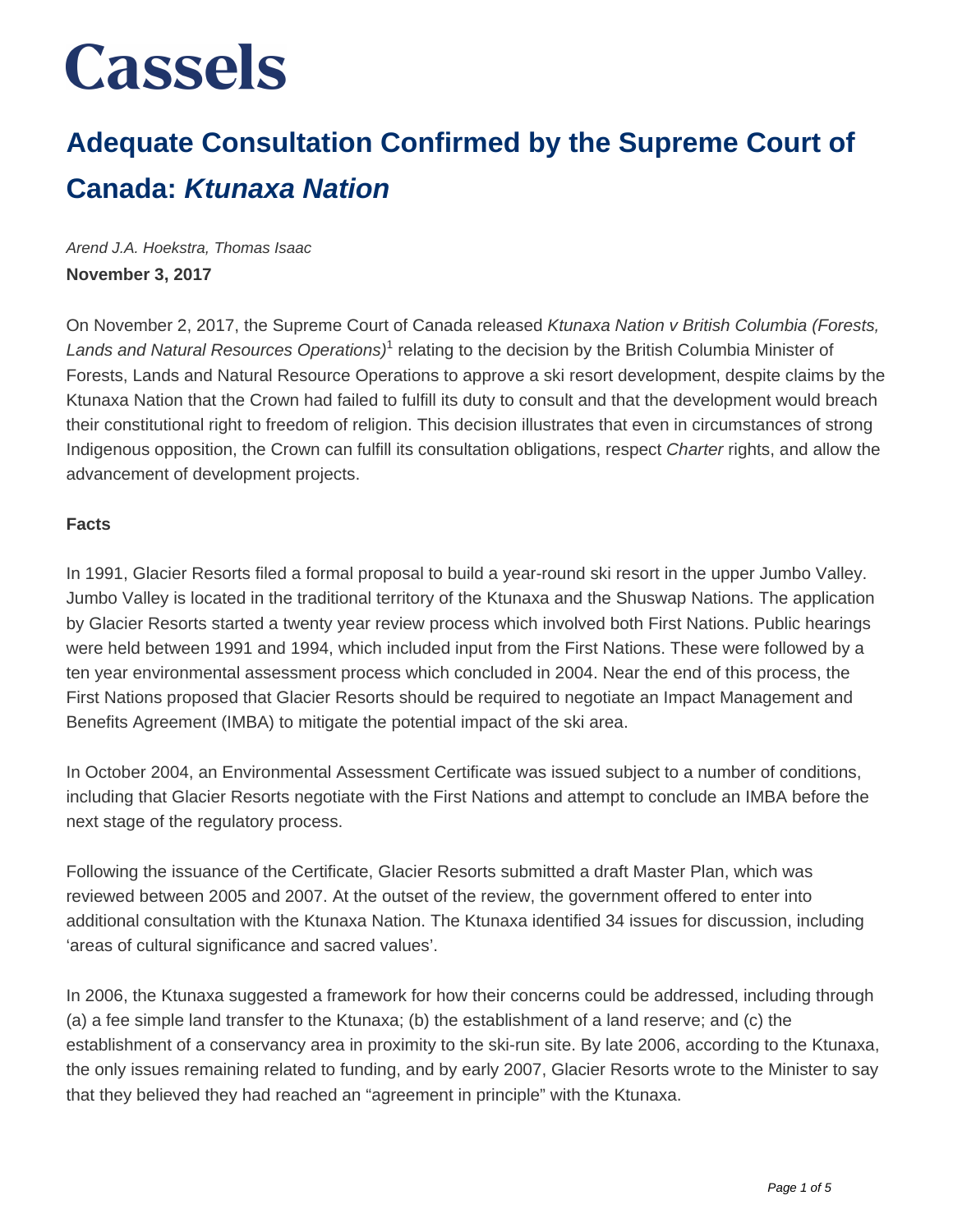# Cassels

## Adequate Consultation Confirmed by the Supreme Court of Canada: *Ktunaxa Nation*

*Arend J.A. Hoekstra, Thomas Isaac*

**November 3, 2017**

On November 2, 2017, the Supreme Court of Canada released *Ktunaxa Nation v British Columbia (Forests, Lands and Natural Resources Operations)*[1] relating to the decision by the British Columbia Minister of Forests, Lands and Natural Resource Operations to approve a ski resort development, despite claims by the Ktunaxa Nation that the Crown had failed to fulfill its duty to consult and that the development would breach their constitutional right to freedom of religion. This decision illustrates that even in circumstances of strong Indigenous opposition, the Crown can fulfill its consultation obligations, respect *Charter* rights, and allow the advancement of development projects.

**Facts**

In 1991, Glacier Resorts filed a formal proposal to build a year-round ski resort in the upper Jumbo Valley. Jumbo Valley is located in the traditional territory of the Ktunaxa and the Shuswap Nations. The application by Glacier Resorts started a twenty year review process which involved both First Nations. Public hearings were held between 1991 and 1994, which included input from the First Nations. These were followed by a ten year environmental assessment process which concluded in 2004. Near the end of this process, the First Nations proposed that Glacier Resorts should be required to negotiate an Impact Management and Benefits Agreement (IMBA) to mitigate the potential impact of the ski area.

In October 2004, an Environmental Assessment Certificate was issued subject to a number of conditions, including that Glacier Resorts negotiate with the First Nations and attempt to conclude an IMBA before the next stage of the regulatory process.

Following the issuance of the Certificate, Glacier Resorts submitted a draft Master Plan, which was reviewed between 2005 and 2007. At the outset of the review, the government offered to enter into additional consultation with the Ktunaxa Nation. The Ktunaxa identified 34 issues for discussion, including 'areas of cultural significance and sacred values'.

In 2006, the Ktunaxa suggested a framework for how their concerns could be addressed, including through (a) a fee simple land transfer to the Ktunaxa; (b) the establishment of a land reserve; and (c) the establishment of a conservancy area in proximity to the ski-run site. By late 2006, according to the Ktunaxa, the only issues remaining related to funding, and by early 2007, Glacier Resorts wrote to the Minister to say that they believed they had reached an "agreement in principle" with the Ktunaxa.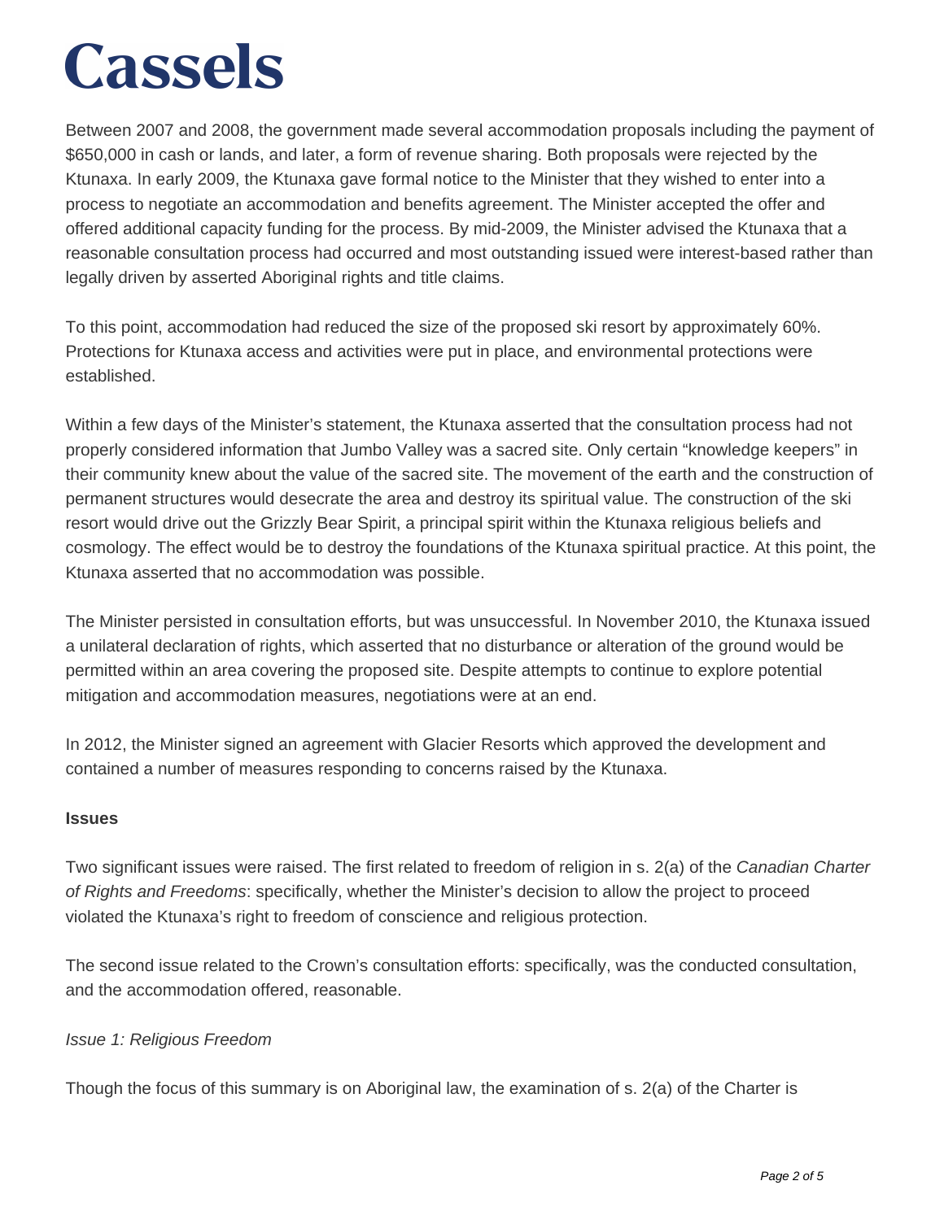Between 2007 and 2008, the government made several accommodation proposals including the payment of $650,000 in cash or lands, and later, a form of revenue sharing. Both proposals were rejected by the Ktunaxa. In early 2009, the Ktunaxa gave formal notice to the Minister that they wished to enter into a process to negotiate an accommodation and benefits agreement. The Minister accepted the offer and offered additional capacity funding for the process. By mid-2009, the Minister advised the Ktunaxa that a reasonable consultation process had occurred and most outstanding issued were interest-based rather than legally driven by asserted Aboriginal rights and title claims.

To this point, accommodation had reduced the size of the proposed ski resort by approximately 60%. Protections for Ktunaxa access and activities were put in place, and environmental protections were established.

Within a few days of the Minister's statement, the Ktunaxa asserted that the consultation process had not properly considered information that Jumbo Valley was a sacred site. Only certain "knowledge keepers" in their community knew about the value of the sacred site. The movement of the earth and the construction of permanent structures would desecrate the area and destroy its spiritual value. The construction of the ski resort would drive out the Grizzly Bear Spirit, a principal spirit within the Ktunaxa religious beliefs and cosmology. The effect would be to destroy the foundations of the Ktunaxa spiritual practice. At this point, the Ktunaxa asserted that no accommodation was possible.

The Minister persisted in consultation efforts, but was unsuccessful. In November 2010, the Ktunaxa issued a unilateral declaration of rights, which asserted that no disturbance or alteration of the ground would be permitted within an area covering the proposed site. Despite attempts to continue to explore potential mitigation and accommodation measures, negotiations were at an end.

In 2012, the Minister signed an agreement with Glacier Resorts which approved the development and contained a number of measures responding to concerns raised by the Ktunaxa.

**Issues**

Two significant issues were raised. The first related to freedom of religion in s. 2(a) of the *Canadian Charter of Rights and Freedoms*: specifically, whether the Minister's decision to allow the project to proceed violated the Ktunaxa's right to freedom of conscience and religious protection.

The second issue related to the Crown's consultation efforts: specifically, was the conducted consultation, and the accommodation offered, reasonable.

*Issue 1: Religious Freedom*

Though the focus of this summary is on Aboriginal law, the examination of s. 2(a) of the Charter is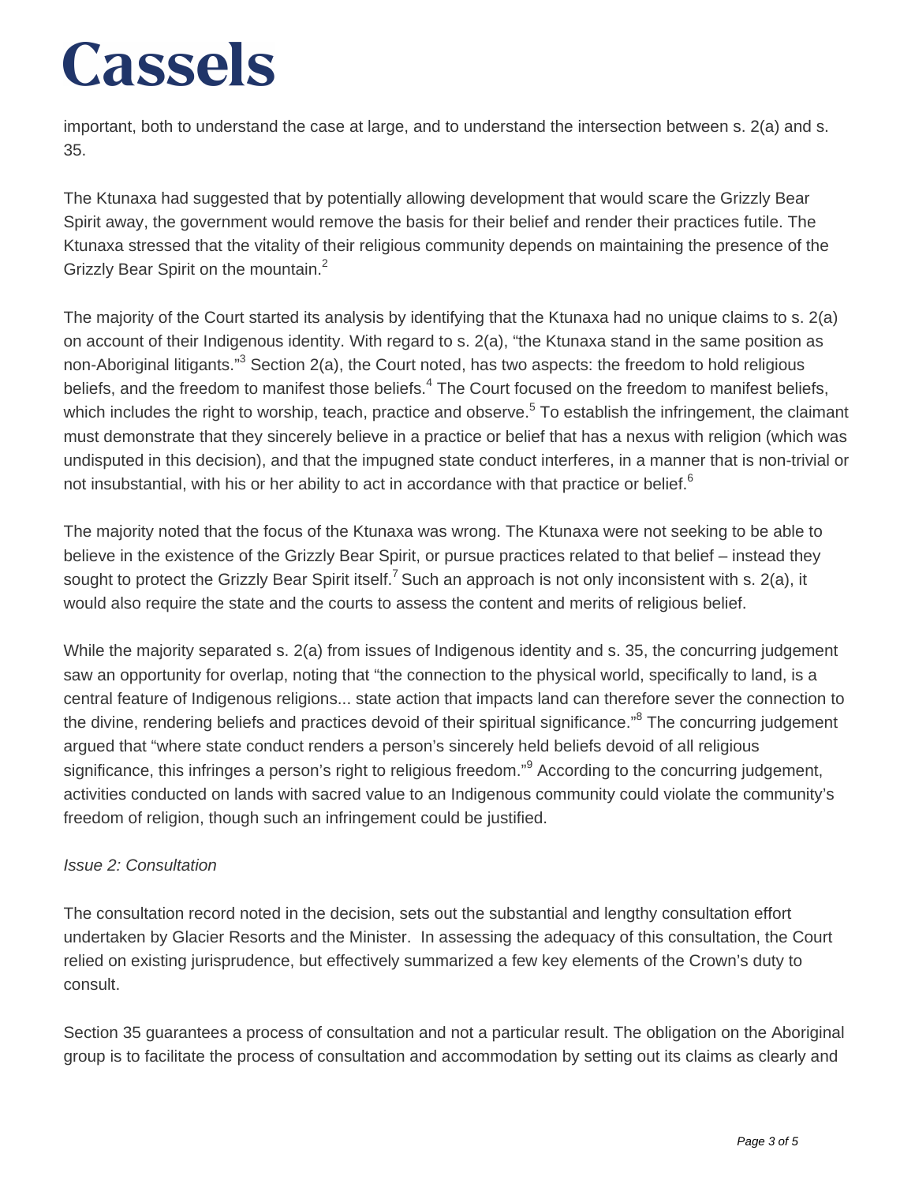important, both to understand the case at large, and to understand the intersection between s. 2(a) and s. 35.

The Ktunaxa had suggested that by potentially allowing development that would scare the Grizzly Bear Spirit away, the government would remove the basis for their belief and render their practices futile. The Ktunaxa stressed that the vitality of their religious community depends on maintaining the presence of the Grizzly Bear Spirit on the mountain.[2]

The majority of the Court started its analysis by identifying that the Ktunaxa had no unique claims to s. 2(a) on account of their Indigenous identity. With regard to s. 2(a), "the Ktunaxa stand in the same position as non-Aboriginal litigants."[3] Section 2(a), the Court noted, has two aspects: the freedom to hold religious beliefs, and the freedom to manifest those beliefs.[4] The Court focused on the freedom to manifest beliefs, which includes the right to worship, teach, practice and observe.[5] To establish the infringement, the claimant must demonstrate that they sincerely believe in a practice or belief that has a nexus with religion (which was undisputed in this decision), and that the impugned state conduct interferes, in a manner that is non-trivial or not insubstantial, with his or her ability to act in accordance with that practice or belief.[6]

The majority noted that the focus of the Ktunaxa was wrong. The Ktunaxa were not seeking to be able to believe in the existence of the Grizzly Bear Spirit, or pursue practices related to that belief – instead they sought to protect the Grizzly Bear Spirit itself.[7] Such an approach is not only inconsistent with s. 2(a), it would also require the state and the courts to assess the content and merits of religious belief.

While the majority separated s. 2(a) from issues of Indigenous identity and s. 35, the concurring judgement saw an opportunity for overlap, noting that "the connection to the physical world, specifically to land, is a central feature of Indigenous religions... state action that impacts land can therefore sever the connection to the divine, rendering beliefs and practices devoid of their spiritual significance."[8] The concurring judgement argued that "where state conduct renders a person's sincerely held beliefs devoid of all religious significance, this infringes a person's right to religious freedom."[9] According to the concurring judgement, activities conducted on lands with sacred value to an Indigenous community could violate the community's freedom of religion, though such an infringement could be justified.

*Issue 2: Consultation*

The consultation record noted in the decision, sets out the substantial and lengthy consultation effort undertaken by Glacier Resorts and the Minister. In assessing the adequacy of this consultation, the Court relied on existing jurisprudence, but effectively summarized a few key elements of the Crown's duty to consult.

Section 35 guarantees a process of consultation and not a particular result. The obligation on the Aboriginal group is to facilitate the process of consultation and accommodation by setting out its claims as clearly and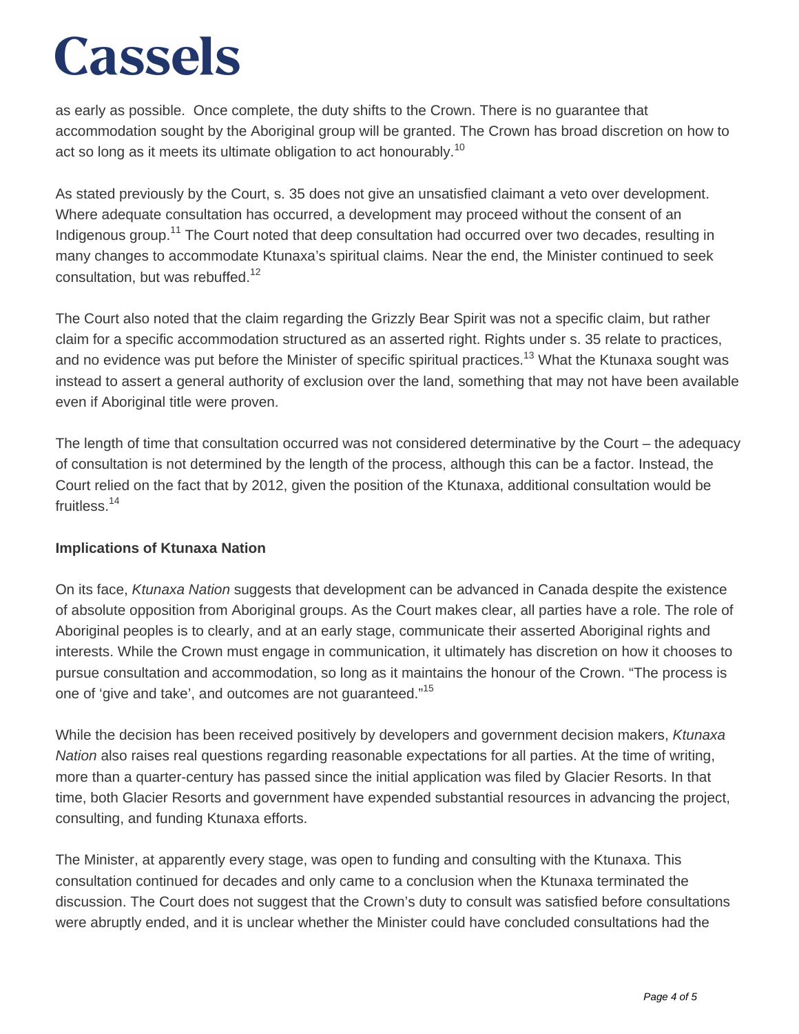as early as possible. Once complete, the duty shifts to the Crown. There is no guarantee that accommodation sought by the Aboriginal group will be granted. The Crown has broad discretion on how to act so long as it meets its ultimate obligation to act honourably.[10]

As stated previously by the Court, s. 35 does not give an unsatisfied claimant a veto over development. Where adequate consultation has occurred, a development may proceed without the consent of an Indigenous group.[11] The Court noted that deep consultation had occurred over two decades, resulting in many changes to accommodate Ktunaxa's spiritual claims. Near the end, the Minister continued to seek consultation, but was rebuffed.[12]

The Court also noted that the claim regarding the Grizzly Bear Spirit was not a specific claim, but rather claim for a specific accommodation structured as an asserted right. Rights under s. 35 relate to practices, and no evidence was put before the Minister of specific spiritual practices.[13] What the Ktunaxa sought was instead to assert a general authority of exclusion over the land, something that may not have been available even if Aboriginal title were proven.

The length of time that consultation occurred was not considered determinative by the Court – the adequacy of consultation is not determined by the length of the process, although this can be a factor. Instead, the Court relied on the fact that by 2012, given the position of the Ktunaxa, additional consultation would be fruitless.[14]

**Implications of Ktunaxa Nation**

On its face, *Ktunaxa Nation* suggests that development can be advanced in Canada despite the existence of absolute opposition from Aboriginal groups. As the Court makes clear, all parties have a role. The role of Aboriginal peoples is to clearly, and at an early stage, communicate their asserted Aboriginal rights and interests. While the Crown must engage in communication, it ultimately has discretion on how it chooses to pursue consultation and accommodation, so long as it maintains the honour of the Crown. "The process is one of 'give and take', and outcomes are not guaranteed."[15]

While the decision has been received positively by developers and government decision makers, *Ktunaxa Nation* also raises real questions regarding reasonable expectations for all parties. At the time of writing, more than a quarter-century has passed since the initial application was filed by Glacier Resorts. In that time, both Glacier Resorts and government have expended substantial resources in advancing the project, consulting, and funding Ktunaxa efforts.

The Minister, at apparently every stage, was open to funding and consulting with the Ktunaxa. This consultation continued for decades and only came to a conclusion when the Ktunaxa terminated the discussion. The Court does not suggest that the Crown's duty to consult was satisfied before consultations were abruptly ended, and it is unclear whether the Minister could have concluded consultations had the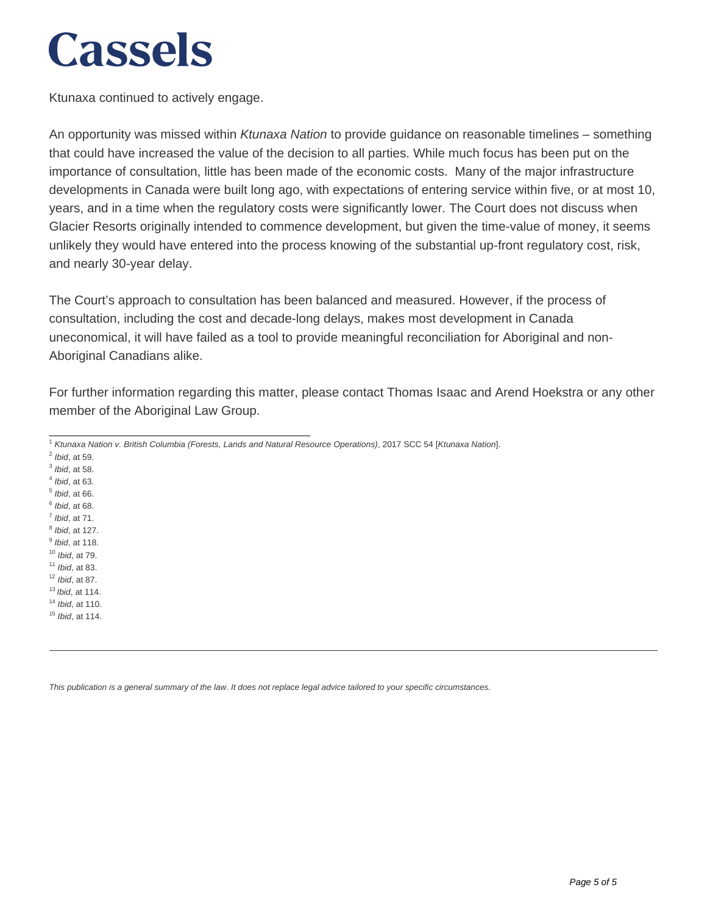Ktunaxa continued to actively engage.

An opportunity was missed within *Ktunaxa Nation* to provide guidance on reasonable timelines – something that could have increased the value of the decision to all parties. While much focus has been put on the importance of consultation, little has been made of the economic costs. Many of the major infrastructure developments in Canada were built long ago, with expectations of entering service within five, or at most 10, years, and in a time when the regulatory costs were significantly lower. The Court does not discuss when Glacier Resorts originally intended to commence development, but given the time-value of money, it seems unlikely they would have entered into the process knowing of the substantial up-front regulatory cost, risk, and nearly 30-year delay.

The Court's approach to consultation has been balanced and measured. However, if the process of consultation, including the cost and decade-long delays, makes most development in Canada uneconomical, it will have failed as a tool to provide meaningful reconciliation for Aboriginal and non-Aboriginal Canadians alike.

For further information regarding this matter, please contact Thomas Isaac and Arend Hoekstra or any other member of the Aboriginal Law Group.

---

[1] *Ktunaxa Nation v. British Columbia (Forests, Lands and Natural Resource Operations)*, 2017 SCC 54 [*Ktunaxa Nation*].
[2] *Ibid*, at 59.
[3] *Ibid*, at 58.
[4] *Ibid*, at 63.
[5] *Ibid*, at 66.
[6] *Ibid*, at 68.
[7] *Ibid*, at 71.
[8] *Ibid*, at 127.
[9] *Ibid*, at 118.
[10] *Ibid*, at 79.
[11] *Ibid*, at 83.
[12] *Ibid*, at 87.
[13] *Ibid*, at 114.
[14] *Ibid*, at 110.
[15] *Ibid*, at 114.

---

*This publication is a general summary of the law. It does not replace legal advice tailored to your specific circumstances.*